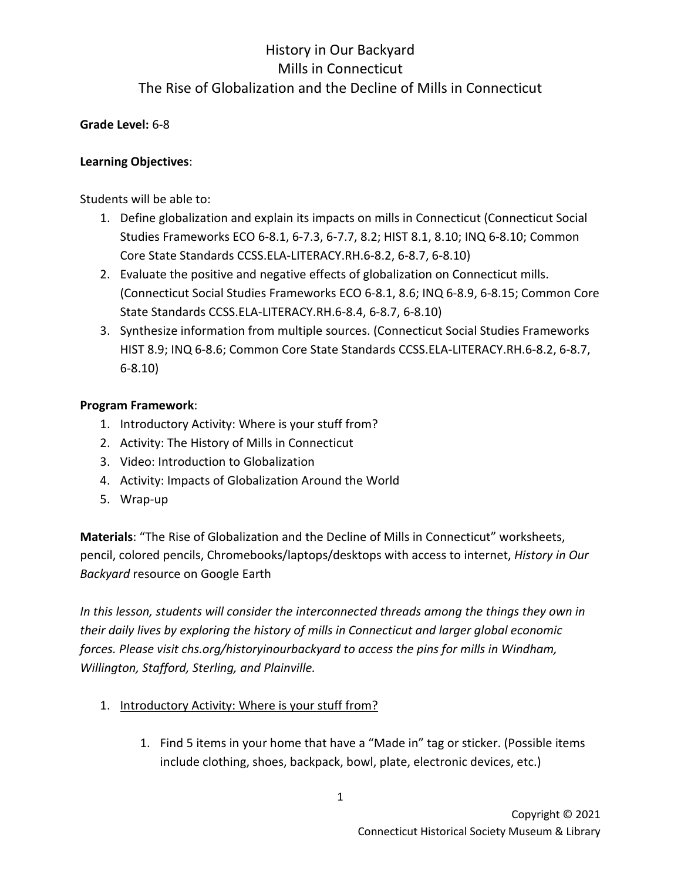# History in Our Backyard
## Mills in Connecticut
## The Rise of Globalization and the Decline of Mills in Connecticut

**Grade Level:** 6-8

**Learning Objectives**:

Students will be able to:

1. Define globalization and explain its impacts on mills in Connecticut (Connecticut Social Studies Frameworks ECO 6-8.1, 6-7.3, 6-7.7, 8.2; HIST 8.1, 8.10; INQ 6-8.10; Common Core State Standards CCSS.ELA-LITERACY.RH.6-8.2, 6-8.7, 6-8.10)
2. Evaluate the positive and negative effects of globalization on Connecticut mills. (Connecticut Social Studies Frameworks ECO 6-8.1, 8.6; INQ 6-8.9, 6-8.15; Common Core State Standards CCSS.ELA-LITERACY.RH.6-8.4, 6-8.7, 6-8.10)
3. Synthesize information from multiple sources. (Connecticut Social Studies Frameworks HIST 8.9; INQ 6-8.6; Common Core State Standards CCSS.ELA-LITERACY.RH.6-8.2, 6-8.7, 6-8.10)

**Program Framework**:

1. Introductory Activity: Where is your stuff from?
2. Activity: The History of Mills in Connecticut
3. Video: Introduction to Globalization
4. Activity: Impacts of Globalization Around the World
5. Wrap-up

**Materials**: "The Rise of Globalization and the Decline of Mills in Connecticut" worksheets, pencil, colored pencils, Chromebooks/laptops/desktops with access to internet, *History in Our Backyard* resource on Google Earth

*In this lesson, students will consider the interconnected threads among the things they own in their daily lives by exploring the history of mills in Connecticut and larger global economic forces. Please visit chs.org/historyinourbackyard to access the pins for mills in Windham, Willington, Stafford, Sterling, and Plainville.*

1. <u>Introductory Activity: Where is your stuff from?</u>

    1. Find 5 items in your home that have a "Made in" tag or sticker. (Possible items include clothing, shoes, backpack, bowl, plate, electronic devices, etc.)

Copyright © 2021
Connecticut Historical Society Museum & Library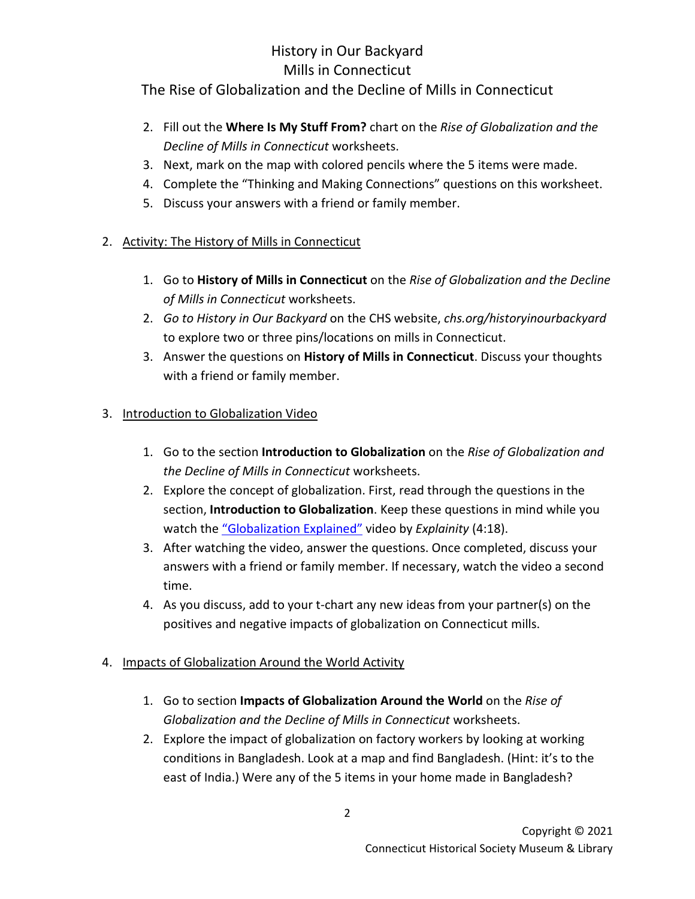History in Our Backyard
Mills in Connecticut
The Rise of Globalization and the Decline of Mills in Connecticut

2. Fill out the **Where Is My Stuff From?** chart on the *Rise of Globalization and the Decline of Mills in Connecticut* worksheets.
3. Next, mark on the map with colored pencils where the 5 items were made.
4. Complete the "Thinking and Making Connections" questions on this worksheet.
5. Discuss your answers with a friend or family member.

2. Activity: The History of Mills in Connecticut

   1. Go to **History of Mills in Connecticut** on the *Rise of Globalization and the Decline of Mills in Connecticut* worksheets.
   2. *Go to History in Our Backyard* on the CHS website, *chs.org/historyinourbackyard* to explore two or three pins/locations on mills in Connecticut.
   3. Answer the questions on **History of Mills in Connecticut**. Discuss your thoughts with a friend or family member.

3. Introduction to Globalization Video

   1. Go to the section **Introduction to Globalization** on the *Rise of Globalization and the Decline of Mills in Connecticut* worksheets.
   2. Explore the concept of globalization. First, read through the questions in the section, **Introduction to Globalization**. Keep these questions in mind while you watch the "Globalization Explained" video by *Explainity* (4:18).
   3. After watching the video, answer the questions. Once completed, discuss your answers with a friend or family member. If necessary, watch the video a second time.
   4. As you discuss, add to your t-chart any new ideas from your partner(s) on the positives and negative impacts of globalization on Connecticut mills.

4. Impacts of Globalization Around the World Activity

   1. Go to section **Impacts of Globalization Around the World** on the *Rise of Globalization and the Decline of Mills in Connecticut* worksheets.
   2. Explore the impact of globalization on factory workers by looking at working conditions in Bangladesh. Look at a map and find Bangladesh. (Hint: it's to the east of India.) Were any of the 5 items in your home made in Bangladesh?

Copyright © 2021
Connecticut Historical Society Museum & Library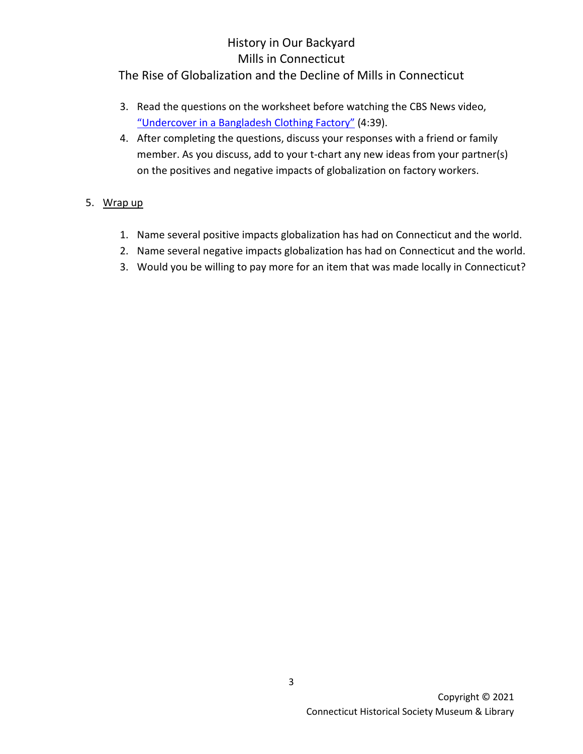3. Read the questions on the worksheet before watching the CBS News video, [“Undercover in a Bangladesh Clothing Factory”](#) (4:39).
4. After completing the questions, discuss your responses with a friend or family member. As you discuss, add to your t-chart any new ideas from your partner(s) on the positives and negative impacts of globalization on factory workers.

5. Wrap up

   1. Name several positive impacts globalization has had on Connecticut and the world.
   2. Name several negative impacts globalization has had on Connecticut and the world.
   3. Would you be willing to pay more for an item that was made locally in Connecticut?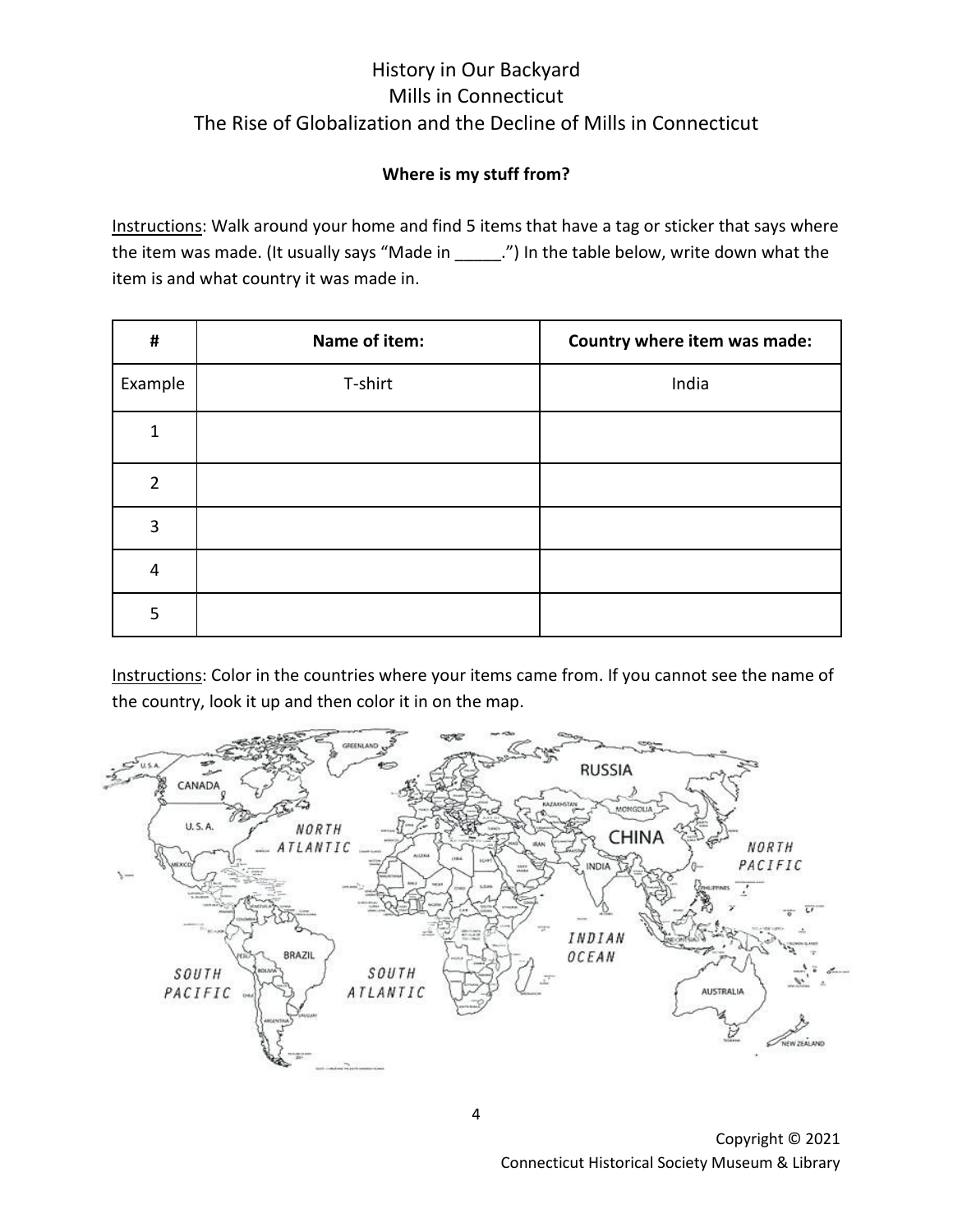# History in Our Backyard
# Mills in Connecticut
# The Rise of Globalization and the Decline of Mills in Connecticut

**Where is my stuff from?**

Instructions: Walk around your home and find 5 items that have a tag or sticker that says where the item was made. (It usually says "Made in _____.") In the table below, write down what the item is and what country it was made in.

| # | Name of item: | Country where item was made: |
|---|---|---|
| Example | T-shirt | India |
| 1 | | |
| 2 | | |
| 3 | | |
| 4 | | |
| 5 | | |

Instructions: Color in the countries where your items came from. If you cannot see the name of the country, look it up and then color it in on the map.

Copyright © 2021
Connecticut Historical Society Museum & Library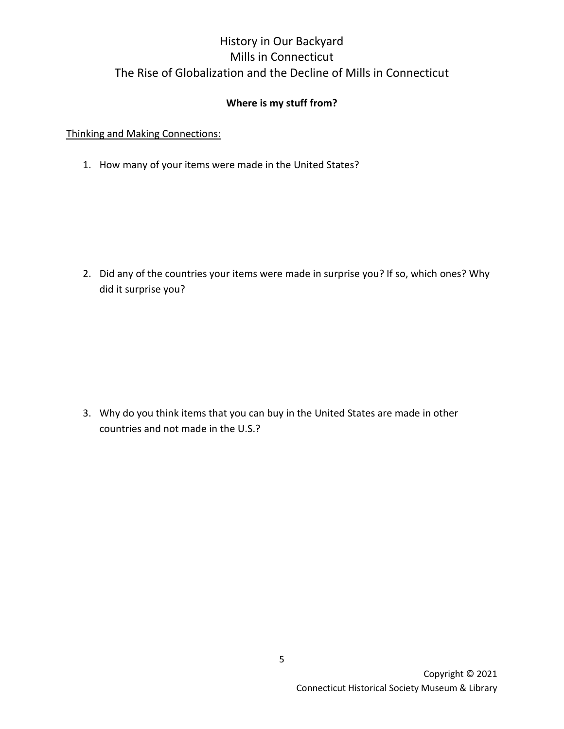# History in Our Backyard
## Mills in Connecticut
## The Rise of Globalization and the Decline of Mills in Connecticut

**Where is my stuff from?**

Thinking and Making Connections:

1. How many of your items were made in the United States?

2. Did any of the countries your items were made in surprise you? If so, which ones? Why did it surprise you?

3. Why do you think items that you can buy in the United States are made in other countries and not made in the U.S.?

Copyright © 2021
Connecticut Historical Society Museum & Library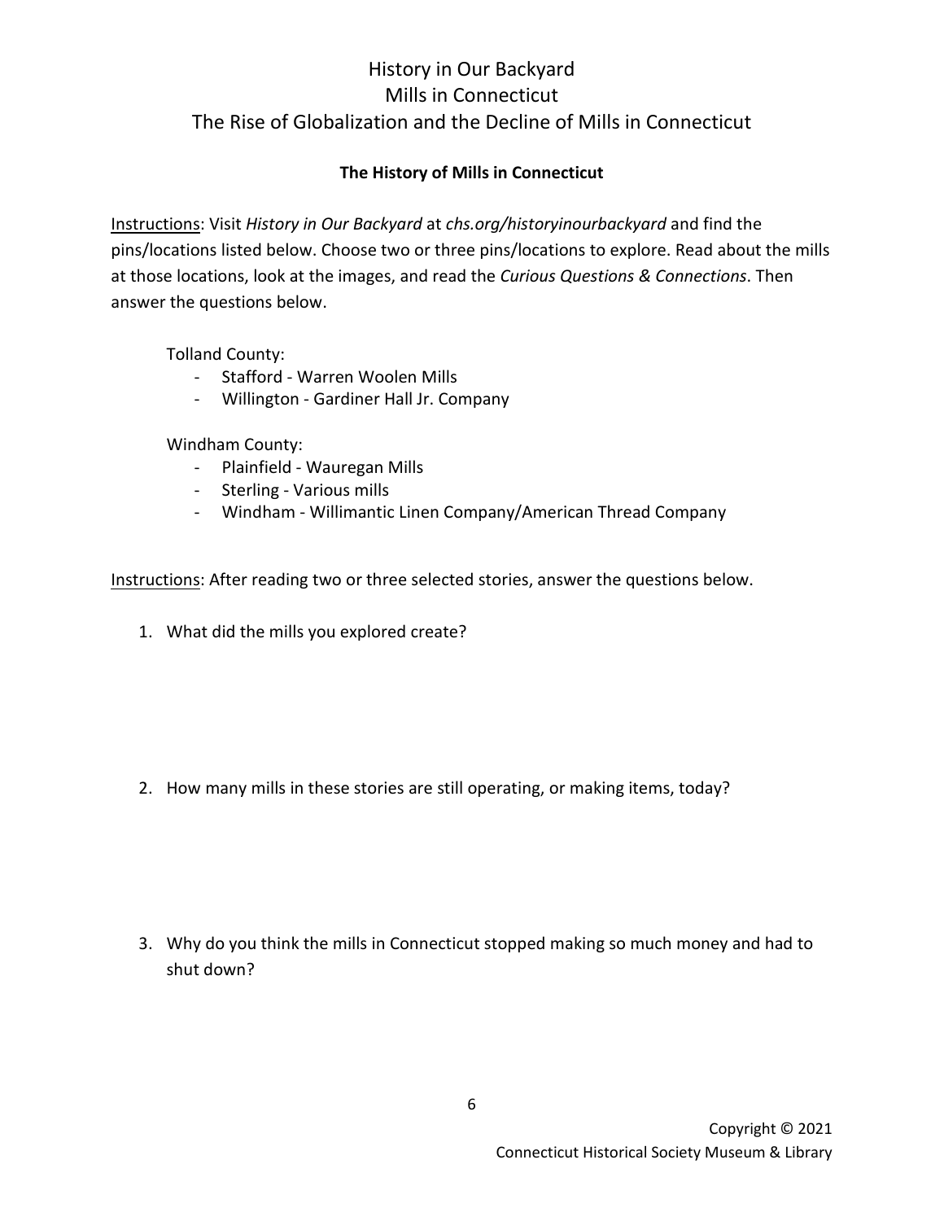# History in Our Backyard
# Mills in Connecticut
# The Rise of Globalization and the Decline of Mills in Connecticut

### The History of Mills in Connecticut

Instructions: Visit *History in Our Backyard* at *chs.org/historyinourbackyard* and find the pins/locations listed below. Choose two or three pins/locations to explore. Read about the mills at those locations, look at the images, and read the *Curious Questions & Connections*. Then answer the questions below.

Tolland County:

- Stafford - Warren Woolen Mills
- Willington - Gardiner Hall Jr. Company

Windham County:

- Plainfield - Wauregan Mills
- Sterling - Various mills
- Windham - Willimantic Linen Company/American Thread Company

Instructions: After reading two or three selected stories, answer the questions below.

1. What did the mills you explored create?

2. How many mills in these stories are still operating, or making items, today?

3. Why do you think the mills in Connecticut stopped making so much money and had to shut down?

Copyright © 2021
Connecticut Historical Society Museum & Library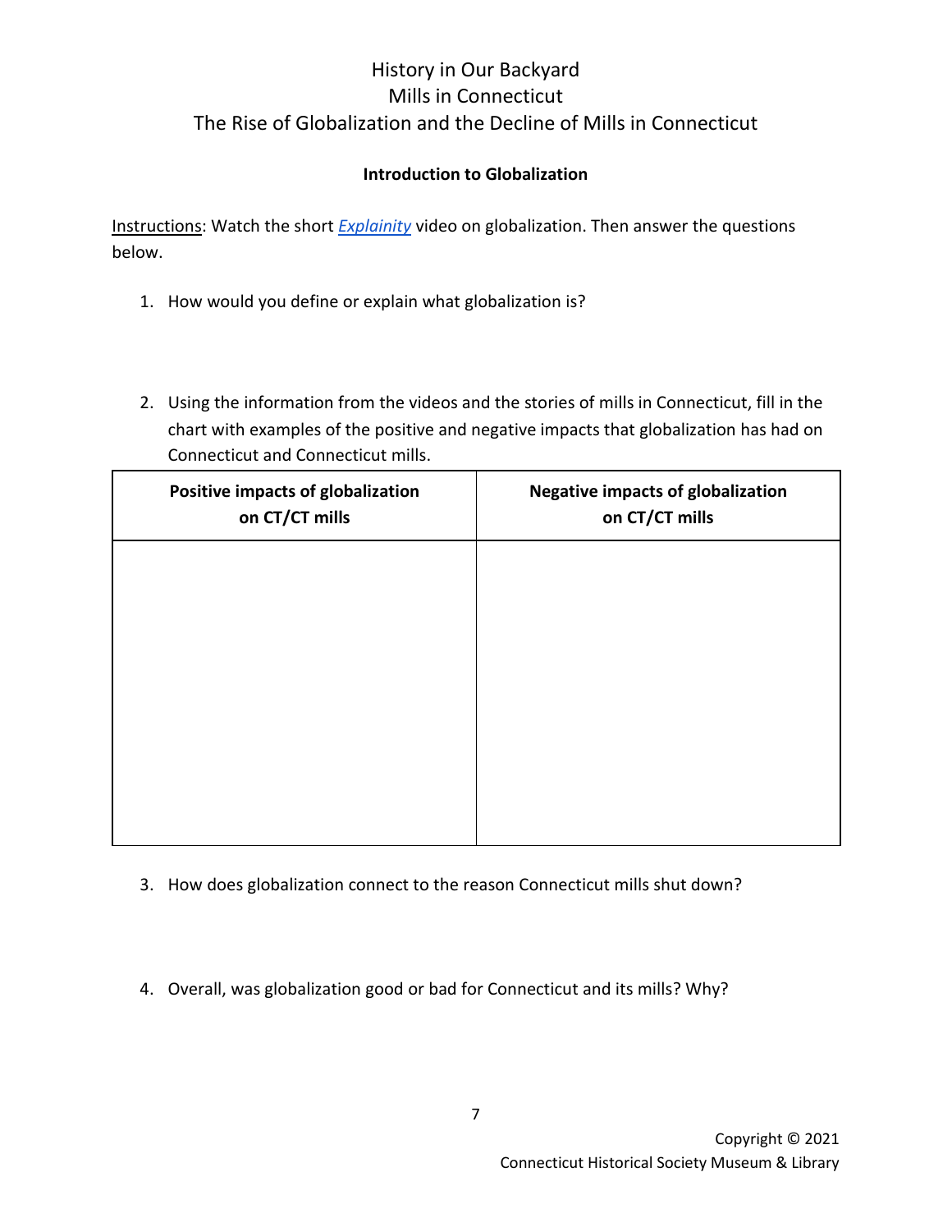# History in Our Backyard
# Mills in Connecticut
# The Rise of Globalization and the Decline of Mills in Connecticut

**Introduction to Globalization**

<u>Instructions</u>: Watch the short *Explainity* video on globalization. Then answer the questions below.

1. How would you define or explain what globalization is?

2. Using the information from the videos and the stories of mills in Connecticut, fill in the chart with examples of the positive and negative impacts that globalization has had on Connecticut and Connecticut mills.

| Positive impacts of globalization on CT/CT mills | Negative impacts of globalization on CT/CT mills |
| --- | --- |
| | |

3. How does globalization connect to the reason Connecticut mills shut down?

4. Overall, was globalization good or bad for Connecticut and its mills? Why?

Copyright © 2021
Connecticut Historical Society Museum & Library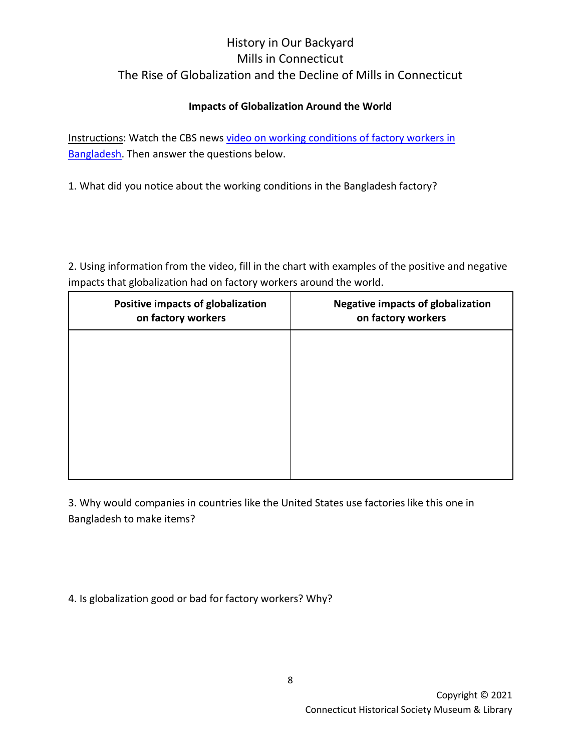# History in Our Backyard
# Mills in Connecticut
# The Rise of Globalization and the Decline of Mills in Connecticut

**Impacts of Globalization Around the World**

Instructions: Watch the CBS news video on working conditions of factory workers in Bangladesh. Then answer the questions below.

1. What did you notice about the working conditions in the Bangladesh factory?

2. Using information from the video, fill in the chart with examples of the positive and negative impacts that globalization had on factory workers around the world.

| Positive impacts of globalization on factory workers | Negative impacts of globalization on factory workers |
|---|---|
| | |

3. Why would companies in countries like the United States use factories like this one in Bangladesh to make items?

4. Is globalization good or bad for factory workers? Why?

Copyright © 2021
Connecticut Historical Society Museum & Library